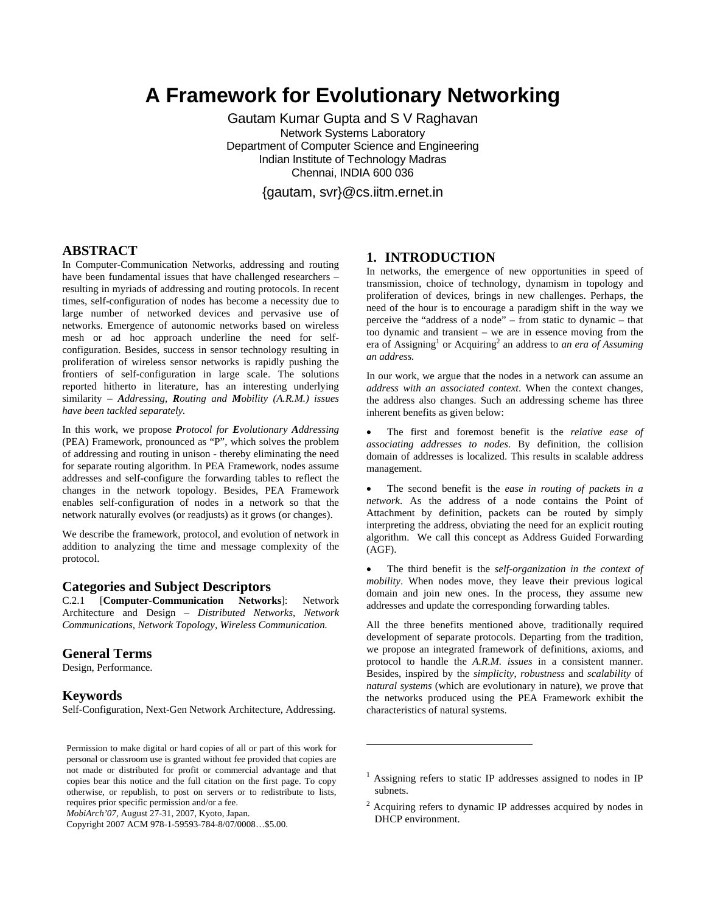# A Framework for Evolutionary Networking

Gautam Kumar Gupta and S V Raghavan
Network Systems Laboratory
Department of Computer Science and Engineering
Indian Institute of Technology Madras
Chennai, INDIA 600 036

{gautam, svr}@cs.iitm.ernet.in

## ABSTRACT

In Computer-Communication Networks, addressing and routing have been fundamental issues that have challenged researchers – resulting in myriads of addressing and routing protocols. In recent times, self-configuration of nodes has become a necessity due to large number of networked devices and pervasive use of networks. Emergence of autonomic networks based on wireless mesh or ad hoc approach underline the need for self-configuration. Besides, success in sensor technology resulting in proliferation of wireless sensor networks is rapidly pushing the frontiers of self-configuration in large scale. The solutions reported hitherto in literature, has an interesting underlying similarity – ***A****ddressing,* ***R****outing and* ***M****obility (A.R.M.) issues have been tackled separately.*

In this work, we propose ***P****rotocol for* ***E****volutionary* ***A****ddressing* (PEA) Framework, pronounced as "P", which solves the problem of addressing and routing in unison - thereby eliminating the need for separate routing algorithm. In PEA Framework, nodes assume addresses and self-configure the forwarding tables to reflect the changes in the network topology. Besides, PEA Framework enables self-configuration of nodes in a network so that the network naturally evolves (or readjusts) as it grows (or changes).

We describe the framework, protocol, and evolution of network in addition to analyzing the time and message complexity of the protocol.

### Categories and Subject Descriptors

C.2.1 [**Computer-Communication Networks**]: Network Architecture and Design – *Distributed Networks, Network Communications, Network Topology, Wireless Communication.*

### General Terms

Design, Performance.

### Keywords

Self-Configuration, Next-Gen Network Architecture, Addressing.

Permission to make digital or hard copies of all or part of this work for personal or classroom use is granted without fee provided that copies are not made or distributed for profit or commercial advantage and that copies bear this notice and the full citation on the first page. To copy otherwise, or republish, to post on servers or to redistribute to lists, requires prior specific permission and/or a fee.
*MobiArch'07*, August 27-31, 2007, Kyoto, Japan.
Copyright 2007 ACM 978-1-59593-784-8/07/0008…$5.00.

## 1. INTRODUCTION

In networks, the emergence of new opportunities in speed of transmission, choice of technology, dynamism in topology and proliferation of devices, brings in new challenges. Perhaps, the need of the hour is to encourage a paradigm shift in the way we perceive the "address of a node" – from static to dynamic – that too dynamic and transient – we are in essence moving from the era of Assigning[1] or Acquiring[2] an address to *an era of Assuming an address.*

In our work, we argue that the nodes in a network can assume an *address with an associated context*. When the context changes, the address also changes. Such an addressing scheme has three inherent benefits as given below:

- The first and foremost benefit is the *relative ease of associating addresses to nodes*. By definition, the collision domain of addresses is localized. This results in scalable address management.
- The second benefit is the *ease in routing of packets in a network*. As the address of a node contains the Point of Attachment by definition, packets can be routed by simply interpreting the address, obviating the need for an explicit routing algorithm. We call this concept as Address Guided Forwarding (AGF).
- The third benefit is the *self-organization in the context of mobility*. When nodes move, they leave their previous logical domain and join new ones. In the process, they assume new addresses and update the corresponding forwarding tables.

All the three benefits mentioned above, traditionally required development of separate protocols. Departing from the tradition, we propose an integrated framework of definitions, axioms, and protocol to handle the *A.R.M. issues* in a consistent manner. Besides, inspired by the *simplicity*, *robustness* and *scalability* of *natural systems* (which are evolutionary in nature), we prove that the networks produced using the PEA Framework exhibit the characteristics of natural systems.

---

[1] Assigning refers to static IP addresses assigned to nodes in IP subnets.

[2] Acquiring refers to dynamic IP addresses acquired by nodes in DHCP environment.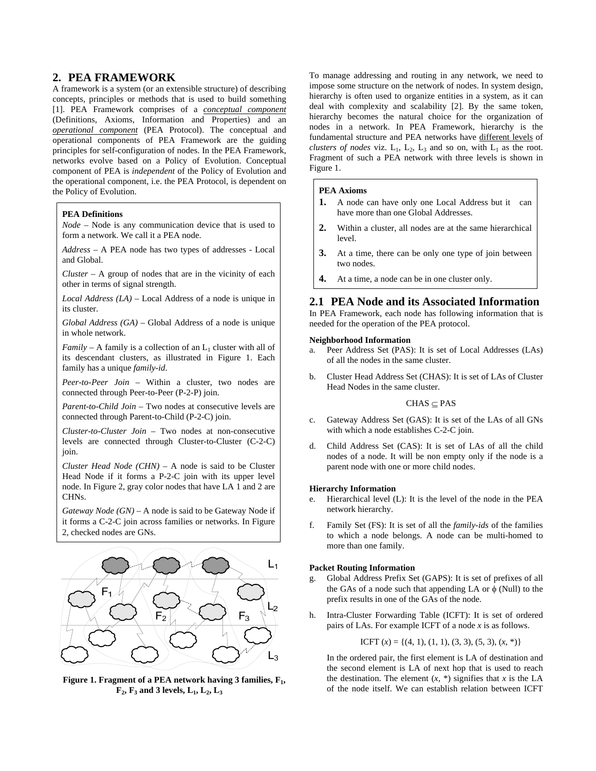## 2. PEA FRAMEWORK

A framework is a system (or an extensible structure) of describing concepts, principles or methods that is used to build something [1]. PEA Framework comprises of a *conceptual component* (Definitions, Axioms, Information and Properties) and an *operational component* (PEA Protocol). The conceptual and operational components of PEA Framework are the guiding principles for self-configuration of nodes. In the PEA Framework, networks evolve based on a Policy of Evolution. Conceptual component of PEA is *independent* of the Policy of Evolution and the operational component, i.e. the PEA Protocol, is dependent on the Policy of Evolution.

**PEA Definitions**

*Node* – Node is any communication device that is used to form a network. We call it a PEA node.

*Address* – A PEA node has two types of addresses - Local and Global.

*Cluster* – A group of nodes that are in the vicinity of each other in terms of signal strength.

*Local Address (LA)* – Local Address of a node is unique in its cluster.

*Global Address (GA)* – Global Address of a node is unique in whole network.

*Family* – A family is a collection of an $L_1$ cluster with all of its descendant clusters, as illustrated in Figure 1. Each family has a unique *family-id*.

*Peer-to-Peer Join* – Within a cluster, two nodes are connected through Peer-to-Peer (P-2-P) join.

*Parent-to-Child Join* – Two nodes at consecutive levels are connected through Parent-to-Child (P-2-C) join.

*Cluster-to-Cluster Join* – Two nodes at non-consecutive levels are connected through Cluster-to-Cluster (C-2-C) join.

*Cluster Head Node (CHN)* – A node is said to be Cluster Head Node if it forms a P-2-C join with its upper level node. In Figure 2, gray color nodes that have LA 1 and 2 are CHNs.

*Gateway Node (GN)* – A node is said to be Gateway Node if it forms a C-2-C join across families or networks. In Figure 2, checked nodes are GNs.

**Figure 1. Fragment of a PEA network having 3 families, $F_1$, $F_2$, $F_3$ and 3 levels, $L_1$, $L_2$, $L_3$**

To manage addressing and routing in any network, we need to impose some structure on the network of nodes. In system design, hierarchy is often used to organize entities in a system, as it can deal with complexity and scalability [2]. By the same token, hierarchy becomes the natural choice for the organization of nodes in a network. In PEA Framework, hierarchy is the fundamental structure and PEA networks have different levels of *clusters of nodes* viz. $L_1$, $L_2$, $L_3$ and so on, with $L_1$ as the root. Fragment of such a PEA network with three levels is shown in Figure 1.

**PEA Axioms**

1. A node can have only one Local Address but it can have more than one Global Addresses.
2. Within a cluster, all nodes are at the same hierarchical level.
3. At a time, there can be only one type of join between two nodes.
4. At a time, a node can be in one cluster only.

## 2.1 PEA Node and its Associated Information

In PEA Framework, each node has following information that is needed for the operation of the PEA protocol.

**Neighborhood Information**

a. Peer Address Set (PAS): It is set of Local Addresses (LAs) of all the nodes in the same cluster.

b. Cluster Head Address Set (CHAS): It is set of LAs of Cluster Head Nodes in the same cluster.

$$\text{CHAS} \subseteq \text{PAS}$$

c. Gateway Address Set (GAS): It is set of the LAs of all GNs with which a node establishes C-2-C join.

d. Child Address Set (CAS): It is set of LAs of all the child nodes of a node. It will be non empty only if the node is a parent node with one or more child nodes.

**Hierarchy Information**

e. Hierarchical level (L): It is the level of the node in the PEA network hierarchy.

f. Family Set (FS): It is set of all the *family-ids* of the families to which a node belongs. A node can be multi-homed to more than one family.

**Packet Routing Information**

g. Global Address Prefix Set (GAPS): It is set of prefixes of all the GAs of a node such that appending LA or $\phi$ (Null) to the prefix results in one of the GAs of the node.

h. Intra-Cluster Forwarding Table (ICFT): It is set of ordered pairs of LAs. For example ICFT of a node $x$ is as follows.

$$\text{ICFT}(x) = \{(4, 1), (1, 1), (3, 3), (5, 3), (x, *)\}$$

In the ordered pair, the first element is LA of destination and the second element is LA of next hop that is used to reach the destination. The element $(x, *)$ signifies that $x$ is the LA of the node itself. We can establish relation between ICFT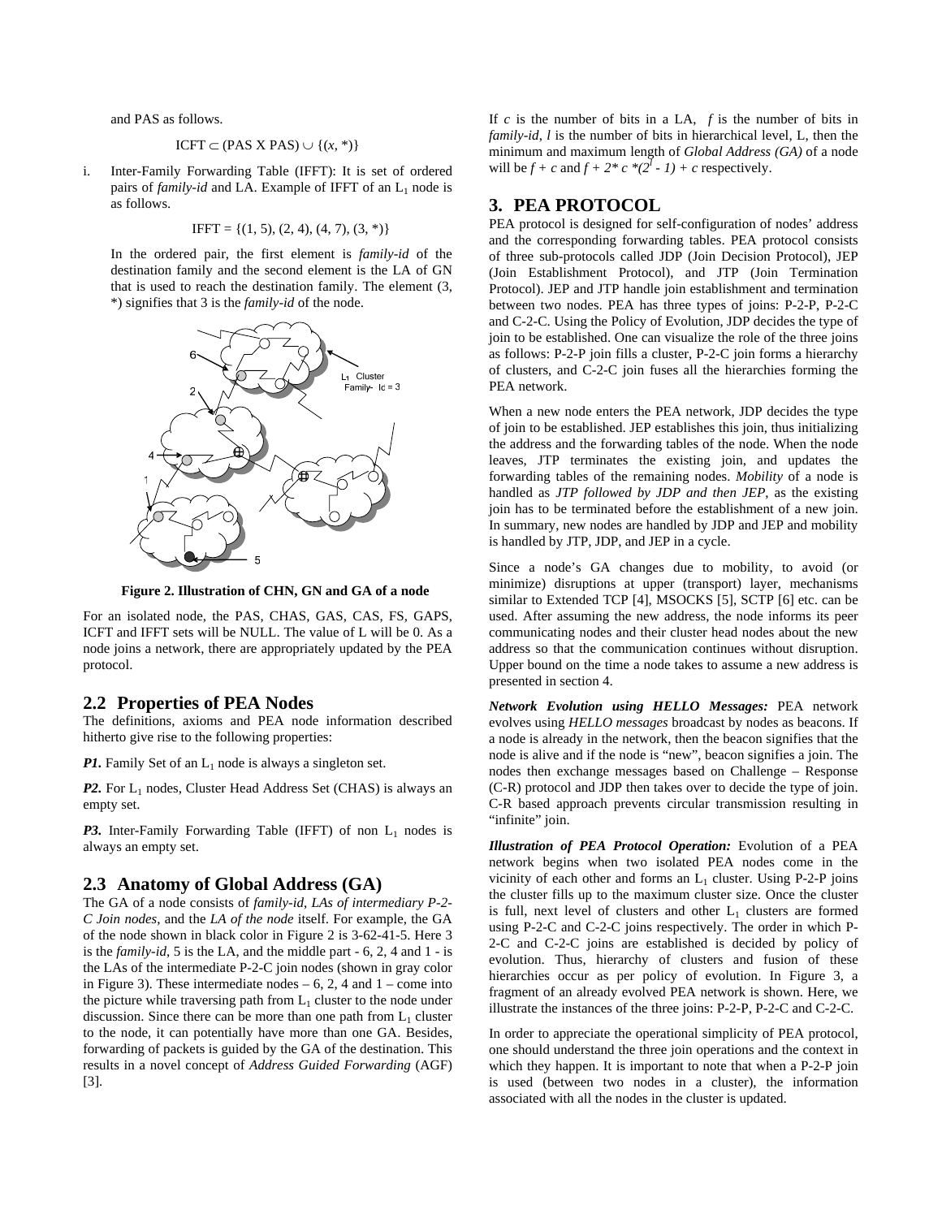and PAS as follows.

$$\text{ICFT} \subset (\text{PAS X PAS}) \cup \{(x, *)\}$$

i. Inter-Family Forwarding Table (IFFT): It is set of ordered pairs of *family-id* and LA. Example of IFFT of an $L_1$ node is as follows.

$$\text{IFFT} = \{(1, 5), (2, 4), (4, 7), (3, *)\}$$

In the ordered pair, the first element is *family-id* of the destination family and the second element is the LA of GN that is used to reach the destination family. The element (3, *) signifies that 3 is the *family-id* of the node.

**Figure 2. Illustration of CHN, GN and GA of a node**

For an isolated node, the PAS, CHAS, GAS, CAS, FS, GAPS, ICFT and IFFT sets will be NULL. The value of L will be 0. As a node joins a network, there are appropriately updated by the PEA protocol.

## 2.2 Properties of PEA Nodes

The definitions, axioms and PEA node information described hitherto give rise to the following properties:

***P1.*** Family Set of an $L_1$ node is always a singleton set.

***P2.*** For $L_1$ nodes, Cluster Head Address Set (CHAS) is always an empty set.

***P3.*** Inter-Family Forwarding Table (IFFT) of non $L_1$ nodes is always an empty set.

## 2.3 Anatomy of Global Address (GA)

The GA of a node consists of *family-id*, *LAs of intermediary P-2-C Join nodes*, and the *LA of the node* itself. For example, the GA of the node shown in black color in Figure 2 is 3-62-41-5. Here 3 is the *family-id*, 5 is the LA, and the middle part - 6, 2, 4 and 1 - is the LAs of the intermediate P-2-C join nodes (shown in gray color in Figure 3). These intermediate nodes – 6, 2, 4 and 1 – come into the picture while traversing path from $L_1$ cluster to the node under discussion. Since there can be more than one path from $L_1$ cluster to the node, it can potentially have more than one GA. Besides, forwarding of packets is guided by the GA of the destination. This results in a novel concept of *Address Guided Forwarding* (AGF) [3].

If *c* is the number of bits in a LA, *f* is the number of bits in *family-id*, *l* is the number of bits in hierarchical level, L, then the minimum and maximum length of *Global Address (GA)* of a node will be $f + c$ and $f + 2 * c * (2^l - 1) + c$ respectively.

# 3. PEA PROTOCOL

PEA protocol is designed for self-configuration of nodes' address and the corresponding forwarding tables. PEA protocol consists of three sub-protocols called JDP (Join Decision Protocol), JEP (Join Establishment Protocol), and JTP (Join Termination Protocol). JEP and JTP handle join establishment and termination between two nodes. PEA has three types of joins: P-2-P, P-2-C and C-2-C. Using the Policy of Evolution, JDP decides the type of join to be established. One can visualize the role of the three joins as follows: P-2-P join fills a cluster, P-2-C join forms a hierarchy of clusters, and C-2-C join fuses all the hierarchies forming the PEA network.

When a new node enters the PEA network, JDP decides the type of join to be established. JEP establishes this join, thus initializing the address and the forwarding tables of the node. When the node leaves, JTP terminates the existing join, and updates the forwarding tables of the remaining nodes. *Mobility* of a node is handled as *JTP followed by JDP and then JEP*, as the existing join has to be terminated before the establishment of a new join. In summary, new nodes are handled by JDP and JEP and mobility is handled by JTP, JDP, and JEP in a cycle.

Since a node's GA changes due to mobility, to avoid (or minimize) disruptions at upper (transport) layer, mechanisms similar to Extended TCP [4], MSOCKS [5], SCTP [6] etc. can be used. After assuming the new address, the node informs its peer communicating nodes and their cluster head nodes about the new address so that the communication continues without disruption. Upper bound on the time a node takes to assume a new address is presented in section 4.

***Network Evolution using HELLO Messages:*** PEA network evolves using *HELLO messages* broadcast by nodes as beacons. If a node is already in the network, then the beacon signifies that the node is alive and if the node is "new", beacon signifies a join. The nodes then exchange messages based on Challenge – Response (C-R) protocol and JDP then takes over to decide the type of join. C-R based approach prevents circular transmission resulting in "infinite" join.

***Illustration of PEA Protocol Operation:*** Evolution of a PEA network begins when two isolated PEA nodes come in the vicinity of each other and forms an $L_1$ cluster. Using P-2-P joins the cluster fills up to the maximum cluster size. Once the cluster is full, next level of clusters and other $L_1$ clusters are formed using P-2-C and C-2-C joins respectively. The order in which P-2-C and C-2-C joins are established is decided by policy of evolution. Thus, hierarchy of clusters and fusion of these hierarchies occur as per policy of evolution. In Figure 3, a fragment of an already evolved PEA network is shown. Here, we illustrate the instances of the three joins: P-2-P, P-2-C and C-2-C.

In order to appreciate the operational simplicity of PEA protocol, one should understand the three join operations and the context in which they happen. It is important to note that when a P-2-P join is used (between two nodes in a cluster), the information associated with all the nodes in the cluster is updated.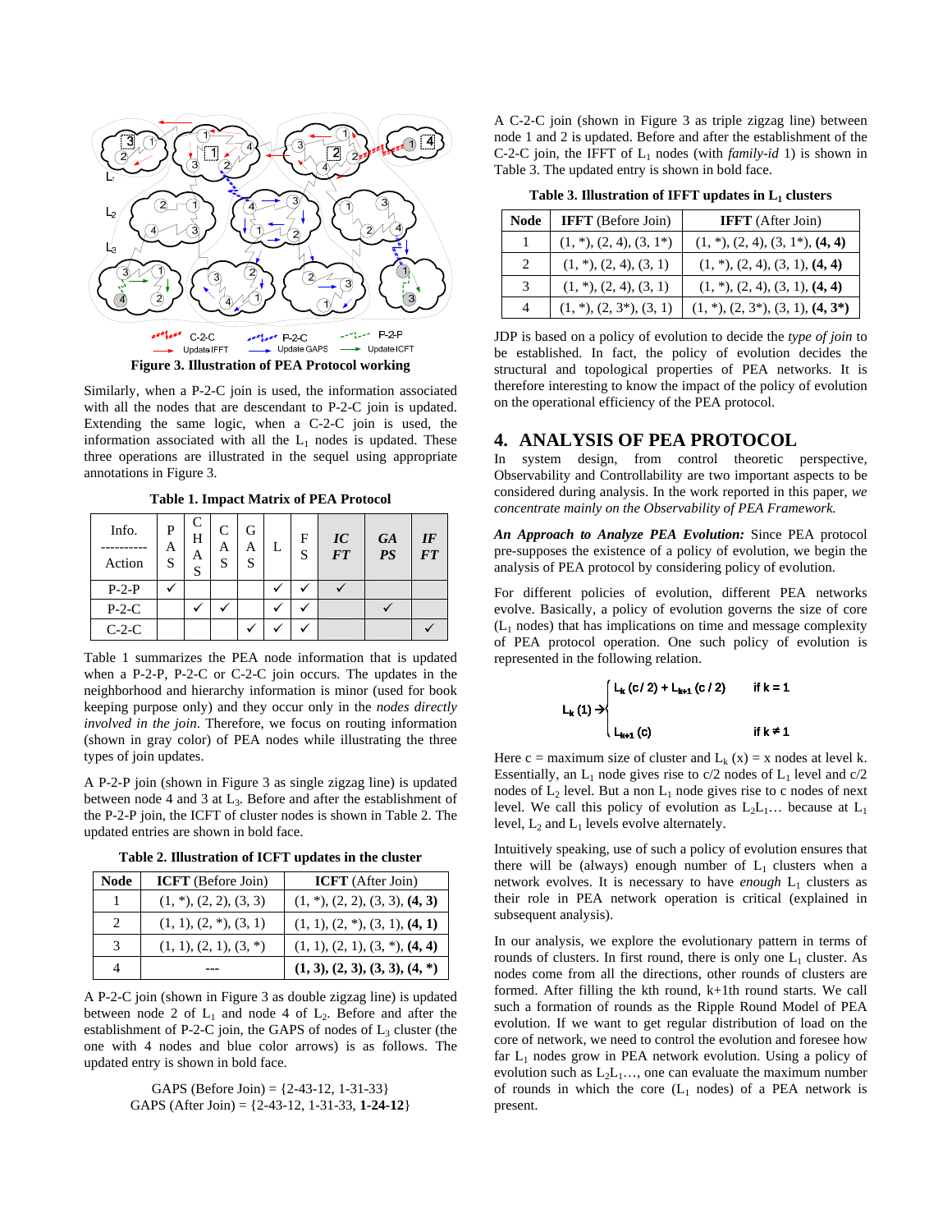Figure 3. Illustration of PEA Protocol working

Similarly, when a P-2-C join is used, the information associated with all the nodes that are descendant to P-2-C join is updated. Extending the same logic, when a C-2-C join is used, the information associated with all the $L_1$ nodes is updated. These three operations are illustrated in the sequel using appropriate annotations in Figure 3.

**Table 1. Impact Matrix of PEA Protocol**

| Info. ---------- Action | PAS | CHAS | CAS | GAS | L | FS | *IC FT* | *GA PS* | *IF FT* |
|---|---|---|---|---|---|---|---|---|---|
| P-2-P | ✓ | | | | ✓ | ✓ | ✓ | | |
| P-2-C | | ✓ | ✓ | | ✓ | ✓ | | ✓ | |
| C-2-C | | | | ✓ | ✓ | ✓ | | | ✓ |

Table 1 summarizes the PEA node information that is updated when a P-2-P, P-2-C or C-2-C join occurs. The updates in the neighborhood and hierarchy information is minor (used for book keeping purpose only) and they occur only in the *nodes directly involved in the join*. Therefore, we focus on routing information (shown in gray color) of PEA nodes while illustrating the three types of join updates.

A P-2-P join (shown in Figure 3 as single zigzag line) is updated between node 4 and 3 at $L_3$. Before and after the establishment of the P-2-P join, the ICFT of cluster nodes is shown in Table 2. The updated entries are shown in bold face.

**Table 2. Illustration of ICFT updates in the cluster**

| Node | **ICFT** (Before Join) | **ICFT** (After Join) |
|---|---|---|
| 1 | (1, \*), (2, 2), (3, 3) | (1, \*), (2, 2), (3, 3), **(4, 3)** |
| 2 | (1, 1), (2, \*), (3, 1) | (1, 1), (2, \*), (3, 1), **(4, 1)** |
| 3 | (1, 1), (2, 1), (3, \*) | (1, 1), (2, 1), (3, \*), **(4, 4)** |
| 4 | --- | **(1, 3), (2, 3), (3, 3), (4, \*)** |

A P-2-C join (shown in Figure 3 as double zigzag line) is updated between node 2 of $L_1$ and node 4 of $L_2$. Before and after the establishment of P-2-C join, the GAPS of nodes of $L_3$ cluster (the one with 4 nodes and blue color arrows) is as follows. The updated entry is shown in bold face.

GAPS (Before Join) = {2-43-12, 1-31-33}
GAPS (After Join) = {2-43-12, 1-31-33, **1-24-12**}

A C-2-C join (shown in Figure 3 as triple zigzag line) between node 1 and 2 is updated. Before and after the establishment of the C-2-C join, the IFFT of $L_1$ nodes (with *family-id* 1) is shown in Table 3. The updated entry is shown in bold face.

**Table 3. Illustration of IFFT updates in $L_1$ clusters**

| Node | **IFFT** (Before Join) | **IFFT** (After Join) |
|---|---|---|
| 1 | (1, \*), (2, 4), (3, 1\*) | (1, \*), (2, 4), (3, 1\*), **(4, 4)** |
| 2 | (1, \*), (2, 4), (3, 1) | (1, \*), (2, 4), (3, 1), **(4, 4)** |
| 3 | (1, \*), (2, 4), (3, 1) | (1, \*), (2, 4), (3, 1), **(4, 4)** |
| 4 | (1, \*), (2, 3\*), (3, 1) | (1, \*), (2, 3\*), (3, 1), **(4, 3\*)** |

JDP is based on a policy of evolution to decide the *type of join* to be established. In fact, the policy of evolution decides the structural and topological properties of PEA networks. It is therefore interesting to know the impact of the policy of evolution on the operational efficiency of the PEA protocol.

## 4. ANALYSIS OF PEA PROTOCOL

In system design, from control theoretic perspective, Observability and Controllability are two important aspects to be considered during analysis. In the work reported in this paper, *we concentrate mainly on the Observability of PEA Framework.*

***An Approach to Analyze PEA Evolution:*** Since PEA protocol pre-supposes the existence of a policy of evolution, we begin the analysis of PEA protocol by considering policy of evolution.

For different policies of evolution, different PEA networks evolve. Basically, a policy of evolution governs the size of core ($L_1$ nodes) that has implications on time and message complexity of PEA protocol operation. One such policy of evolution is represented in the following relation.

$$L_k(1) \rightarrow \begin{cases} L_k(c/2) + L_{k+1}(c/2) & \text{if } k = 1 \\ L_{k+1}(c) & \text{if } k \neq 1 \end{cases}$$

Here c = maximum size of cluster and $L_k(x)$ = x nodes at level k. Essentially, an $L_1$ node gives rise to c/2 nodes of $L_1$ level and c/2 nodes of $L_2$ level. But a non $L_1$ node gives rise to c nodes of next level. We call this policy of evolution as $L_2L_1$… because at $L_1$ level, $L_2$ and $L_1$ levels evolve alternately.

Intuitively speaking, use of such a policy of evolution ensures that there will be (always) enough number of $L_1$ clusters when a network evolves. It is necessary to have *enough* $L_1$ clusters as their role in PEA network operation is critical (explained in subsequent analysis).

In our analysis, we explore the evolutionary pattern in terms of rounds of clusters. In first round, there is only one $L_1$ cluster. As nodes come from all the directions, other rounds of clusters are formed. After filling the kth round, k+1th round starts. We call such a formation of rounds as the Ripple Round Model of PEA evolution. If we want to get regular distribution of load on the core of network, we need to control the evolution and foresee how far $L_1$ nodes grow in PEA network evolution. Using a policy of evolution such as $L_2L_1$…, one can evaluate the maximum number of rounds in which the core ($L_1$ nodes) of a PEA network is present.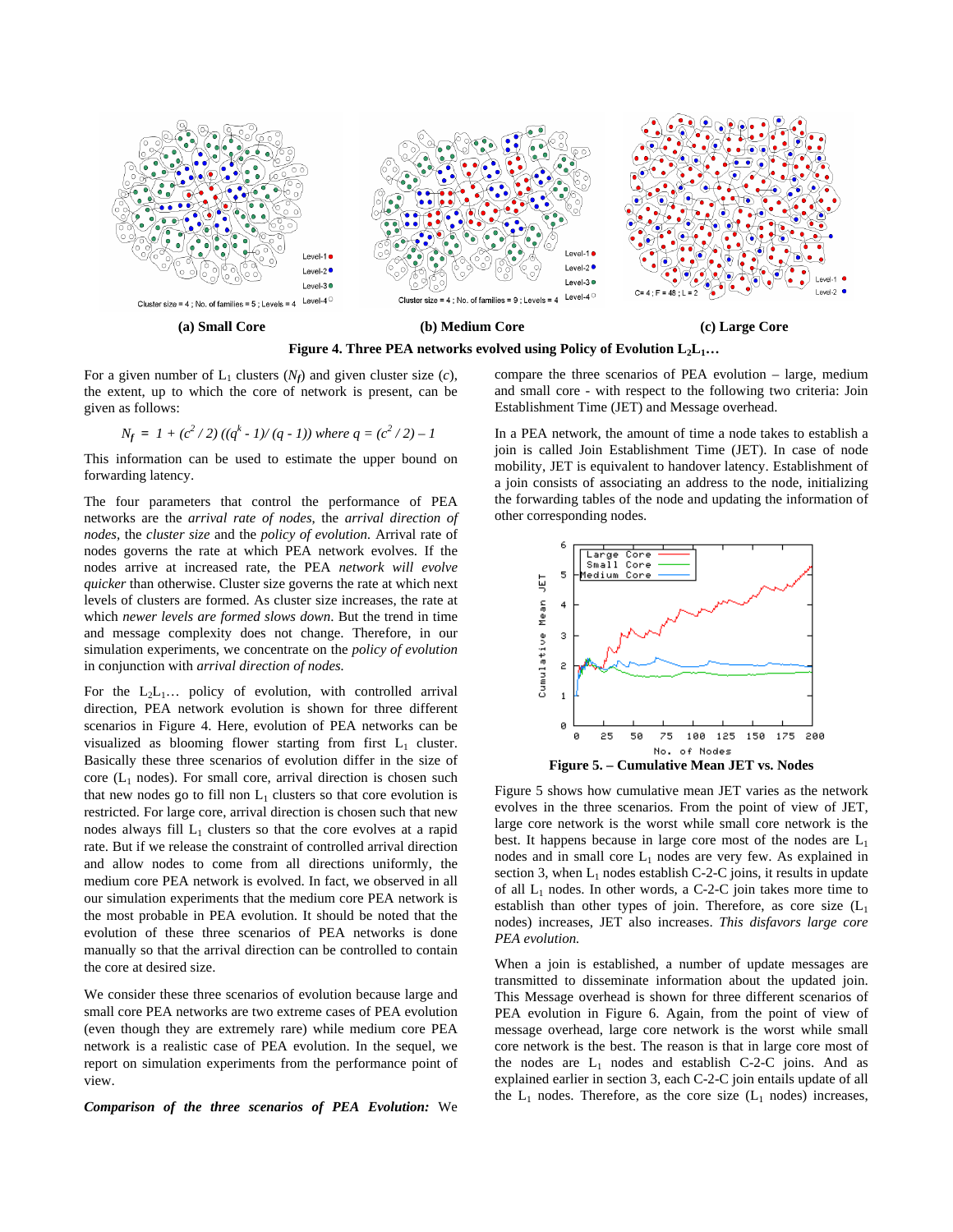**(a) Small Core** **(b) Medium Core** **(c) Large Core**

**Figure 4. Three PEA networks evolved using Policy of Evolution $L_2L_1$…**

For a given number of $L_1$ clusters ($N_f$) and given cluster size ($c$), the extent, up to which the core of network is present, can be given as follows:

$$N_f = 1 + (c^2 / 2) ((q^k - 1) / (q - 1)) \text{ where } q = (c^2 / 2) - 1$$

This information can be used to estimate the upper bound on forwarding latency.

The four parameters that control the performance of PEA networks are the *arrival rate of nodes*, the *arrival direction of nodes*, the *cluster size* and the *policy of evolution*. Arrival rate of nodes governs the rate at which PEA network evolves. If the nodes arrive at increased rate, the PEA *network will evolve quicker* than otherwise. Cluster size governs the rate at which next levels of clusters are formed. As cluster size increases, the rate at which *newer levels are formed slows down*. But the trend in time and message complexity does not change. Therefore, in our simulation experiments, we concentrate on the *policy of evolution* in conjunction with *arrival direction of nodes.*

For the $L_2L_1$… policy of evolution, with controlled arrival direction, PEA network evolution is shown for three different scenarios in Figure 4. Here, evolution of PEA networks can be visualized as blooming flower starting from first $L_1$ cluster. Basically these three scenarios of evolution differ in the size of core ($L_1$ nodes). For small core, arrival direction is chosen such that new nodes go to fill non $L_1$ clusters so that core evolution is restricted. For large core, arrival direction is chosen such that new nodes always fill $L_1$ clusters so that the core evolves at a rapid rate. But if we release the constraint of controlled arrival direction and allow nodes to come from all directions uniformly, the medium core PEA network is evolved. In fact, we observed in all our simulation experiments that the medium core PEA network is the most probable in PEA evolution. It should be noted that the evolution of these three scenarios of PEA networks is done manually so that the arrival direction can be controlled to contain the core at desired size.

We consider these three scenarios of evolution because large and small core PEA networks are two extreme cases of PEA evolution (even though they are extremely rare) while medium core PEA network is a realistic case of PEA evolution. In the sequel, we report on simulation experiments from the performance point of view.

***Comparison of the three scenarios of PEA Evolution:*** We compare the three scenarios of PEA evolution – large, medium and small core - with respect to the following two criteria: Join Establishment Time (JET) and Message overhead.

In a PEA network, the amount of time a node takes to establish a join is called Join Establishment Time (JET). In case of node mobility, JET is equivalent to handover latency. Establishment of a join consists of associating an address to the node, initializing the forwarding tables of the node and updating the information of other corresponding nodes.

**Figure 5. – Cumulative Mean JET vs. Nodes**

Figure 5 shows how cumulative mean JET varies as the network evolves in the three scenarios. From the point of view of JET, large core network is the worst while small core network is the best. It happens because in large core most of the nodes are $L_1$ nodes and in small core $L_1$ nodes are very few. As explained in section 3, when $L_1$ nodes establish C-2-C joins, it results in update of all $L_1$ nodes. In other words, a C-2-C join takes more time to establish than other types of join. Therefore, as core size ($L_1$ nodes) increases, JET also increases. *This disfavors large core PEA evolution.*

When a join is established, a number of update messages are transmitted to disseminate information about the updated join. This Message overhead is shown for three different scenarios of PEA evolution in Figure 6. Again, from the point of view of message overhead, large core network is the worst while small core network is the best. The reason is that in large core most of the nodes are $L_1$ nodes and establish C-2-C joins. And as explained earlier in section 3, each C-2-C join entails update of all the $L_1$ nodes. Therefore, as the core size ($L_1$ nodes) increases,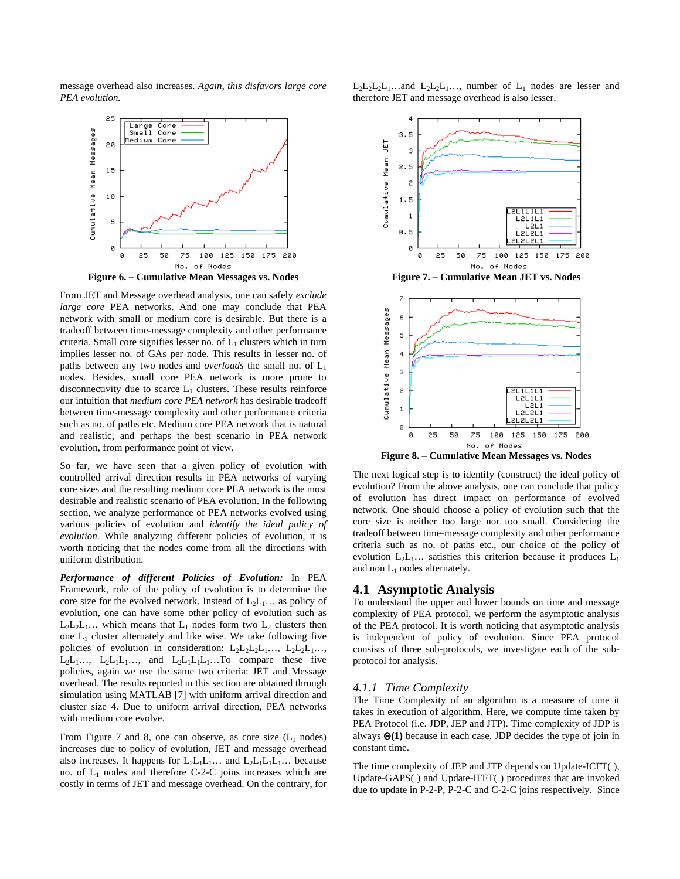message overhead also increases. *Again, this disfavors large core PEA evolution.*

**Figure 6. – Cumulative Mean Messages vs. Nodes**

From JET and Message overhead analysis, one can safely *exclude large core* PEA networks. And one may conclude that PEA network with small or medium core is desirable. But there is a tradeoff between time-message complexity and other performance criteria. Small core signifies lesser no. of $L_1$ clusters which in turn implies lesser no. of GAs per node. This results in lesser no. of paths between any two nodes and *overloads* the small no. of $L_1$ nodes. Besides, small core PEA network is more prone to disconnectivity due to scarce $L_1$ clusters. These results reinforce our intuition that *medium core PEA network* has desirable tradeoff between time-message complexity and other performance criteria such as no. of paths etc. Medium core PEA network that is natural and realistic, and perhaps the best scenario in PEA network evolution, from performance point of view.

So far, we have seen that a given policy of evolution with controlled arrival direction results in PEA networks of varying core sizes and the resulting medium core PEA network is the most desirable and realistic scenario of PEA evolution. In the following section, we analyze performance of PEA networks evolved using various policies of evolution and *identify the ideal policy of evolution.* While analyzing different policies of evolution, it is worth noticing that the nodes come from all the directions with uniform distribution.

***Performance of different Policies of Evolution:*** In PEA Framework, role of the policy of evolution is to determine the core size for the evolved network. Instead of $L_2L_1$… as policy of evolution, one can have some other policy of evolution such as $L_2L_2L_1$… which means that $L_1$ nodes form two $L_2$ clusters then one $L_1$ cluster alternately and like wise. We take following five policies of evolution in consideration: $L_2L_2L_2L_1$…, $L_2L_2L_1$…, $L_2L_1$…, $L_2L_1L_1$…, and $L_2L_1L_1L_1$…To compare these five policies, again we use the same two criteria: JET and Message overhead. The results reported in this section are obtained through simulation using MATLAB [7] with uniform arrival direction and cluster size 4. Due to uniform arrival direction, PEA networks with medium core evolve.

From Figure 7 and 8, one can observe, as core size ($L_1$ nodes) increases due to policy of evolution, JET and message overhead also increases. It happens for $L_2L_1L_1$… and $L_2L_1L_1L_1$… because no. of $L_1$ nodes and therefore C-2-C joins increases which are costly in terms of JET and message overhead. On the contrary, for $L_2L_2L_2L_1$…and $L_2L_2L_1$…, number of $L_1$ nodes are lesser and therefore JET and message overhead is also lesser.

**Figure 7. – Cumulative Mean JET vs. Nodes**

**Figure 8. – Cumulative Mean Messages vs. Nodes**

The next logical step is to identify (construct) the ideal policy of evolution? From the above analysis, one can conclude that policy of evolution has direct impact on performance of evolved network. One should choose a policy of evolution such that the core size is neither too large nor too small. Considering the tradeoff between time-message complexity and other performance criteria such as no. of paths etc., our choice of the policy of evolution $L_2L_1$… satisfies this criterion because it produces $L_1$ and non $L_1$ nodes alternately.

## 4.1 Asymptotic Analysis

To understand the upper and lower bounds on time and message complexity of PEA protocol, we perform the asymptotic analysis of the PEA protocol. It is worth noticing that asymptotic analysis is independent of policy of evolution. Since PEA protocol consists of three sub-protocols, we investigate each of the sub-protocol for analysis.

### *4.1.1 Time Complexity*

The Time Complexity of an algorithm is a measure of time it takes in execution of algorithm. Here, we compute time taken by PEA Protocol (i.e. JDP, JEP and JTP). Time complexity of JDP is always **$\Theta(1)$** because in each case, JDP decides the type of join in constant time.

The time complexity of JEP and JTP depends on Update-ICFT( ), Update-GAPS( ) and Update-IFFT( ) procedures that are invoked due to update in P-2-P, P-2-C and C-2-C joins respectively. Since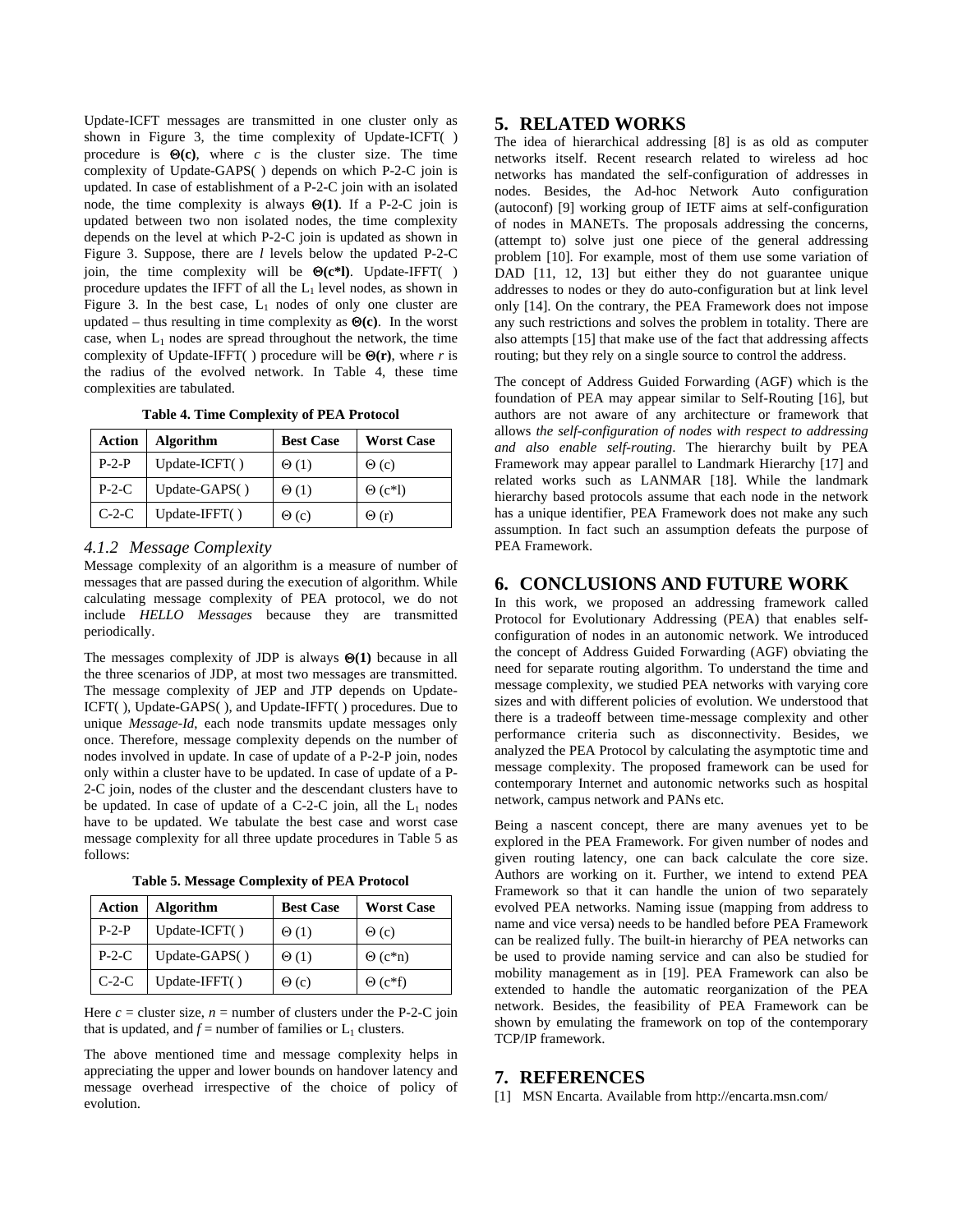Update-ICFT messages are transmitted in one cluster only as shown in Figure 3, the time complexity of Update-ICFT( ) procedure is **Θ(c)**, where *c* is the cluster size. The time complexity of Update-GAPS( ) depends on which P-2-C join is updated. In case of establishment of a P-2-C join with an isolated node, the time complexity is always **Θ(1)**. If a P-2-C join is updated between two non isolated nodes, the time complexity depends on the level at which P-2-C join is updated as shown in Figure 3. Suppose, there are *l* levels below the updated P-2-C join, the time complexity will be **Θ(c*l)**. Update-IFFT( ) procedure updates the IFFT of all the $L_1$ level nodes, as shown in Figure 3. In the best case, $L_1$ nodes of only one cluster are updated – thus resulting in time complexity as **Θ(c)**. In the worst case, when $L_1$ nodes are spread throughout the network, the time complexity of Update-IFFT( ) procedure will be **Θ(r)**, where *r* is the radius of the evolved network. In Table 4, these time complexities are tabulated.

**Table 4. Time Complexity of PEA Protocol**

| Action | Algorithm | Best Case | Worst Case |
|---|---|---|---|
| P-2-P | Update-ICFT( ) | Θ (1) | Θ (c) |
| P-2-C | Update-GAPS( ) | Θ (1) | Θ (c*l) |
| C-2-C | Update-IFFT( ) | Θ (c) | Θ (r) |

### 4.1.2 Message Complexity

Message complexity of an algorithm is a measure of number of messages that are passed during the execution of algorithm. While calculating message complexity of PEA protocol, we do not include *HELLO Messages* because they are transmitted periodically.

The messages complexity of JDP is always **Θ(1)** because in all the three scenarios of JDP, at most two messages are transmitted. The message complexity of JEP and JTP depends on Update-ICFT( ), Update-GAPS( ), and Update-IFFT( ) procedures. Due to unique *Message-Id*, each node transmits update messages only once. Therefore, message complexity depends on the number of nodes involved in update. In case of update of a P-2-P join, nodes only within a cluster have to be updated. In case of update of a P-2-C join, nodes of the cluster and the descendant clusters have to be updated. In case of update of a C-2-C join, all the $L_1$ nodes have to be updated. We tabulate the best case and worst case message complexity for all three update procedures in Table 5 as follows:

**Table 5. Message Complexity of PEA Protocol**

| Action | Algorithm | Best Case | Worst Case |
|---|---|---|---|
| P-2-P | Update-ICFT( ) | Θ (1) | Θ (c) |
| P-2-C | Update-GAPS( ) | Θ (1) | Θ (c*n) |
| C-2-C | Update-IFFT( ) | Θ (c) | Θ (c*f) |

Here *c* = cluster size, *n* = number of clusters under the P-2-C join that is updated, and *f* = number of families or $L_1$ clusters.

The above mentioned time and message complexity helps in appreciating the upper and lower bounds on handover latency and message overhead irrespective of the choice of policy of evolution.

## 5. RELATED WORKS

The idea of hierarchical addressing [8] is as old as computer networks itself. Recent research related to wireless ad hoc networks has mandated the self-configuration of addresses in nodes. Besides, the Ad-hoc Network Auto configuration (autoconf) [9] working group of IETF aims at self-configuration of nodes in MANETs. The proposals addressing the concerns, (attempt to) solve just one piece of the general addressing problem [10]. For example, most of them use some variation of DAD [11, 12, 13] but either they do not guarantee unique addresses to nodes or they do auto-configuration but at link level only [14]. On the contrary, the PEA Framework does not impose any such restrictions and solves the problem in totality. There are also attempts [15] that make use of the fact that addressing affects routing; but they rely on a single source to control the address.

The concept of Address Guided Forwarding (AGF) which is the foundation of PEA may appear similar to Self-Routing [16], but authors are not aware of any architecture or framework that allows *the self-configuration of nodes with respect to addressing and also enable self-routing*. The hierarchy built by PEA Framework may appear parallel to Landmark Hierarchy [17] and related works such as LANMAR [18]. While the landmark hierarchy based protocols assume that each node in the network has a unique identifier, PEA Framework does not make any such assumption. In fact such an assumption defeats the purpose of PEA Framework.

## 6. CONCLUSIONS AND FUTURE WORK

In this work, we proposed an addressing framework called Protocol for Evolutionary Addressing (PEA) that enables self-configuration of nodes in an autonomic network. We introduced the concept of Address Guided Forwarding (AGF) obviating the need for separate routing algorithm. To understand the time and message complexity, we studied PEA networks with varying core sizes and with different policies of evolution. We understood that there is a tradeoff between time-message complexity and other performance criteria such as disconnectivity. Besides, we analyzed the PEA Protocol by calculating the asymptotic time and message complexity. The proposed framework can be used for contemporary Internet and autonomic networks such as hospital network, campus network and PANs etc.

Being a nascent concept, there are many avenues yet to be explored in the PEA Framework. For given number of nodes and given routing latency, one can back calculate the core size. Authors are working on it. Further, we intend to extend PEA Framework so that it can handle the union of two separately evolved PEA networks. Naming issue (mapping from address to name and vice versa) needs to be handled before PEA Framework can be realized fully. The built-in hierarchy of PEA networks can be used to provide naming service and can also be studied for mobility management as in [19]. PEA Framework can also be extended to handle the automatic reorganization of the PEA network. Besides, the feasibility of PEA Framework can be shown by emulating the framework on top of the contemporary TCP/IP framework.

## 7. REFERENCES

[1] MSN Encarta. Available from http://encarta.msn.com/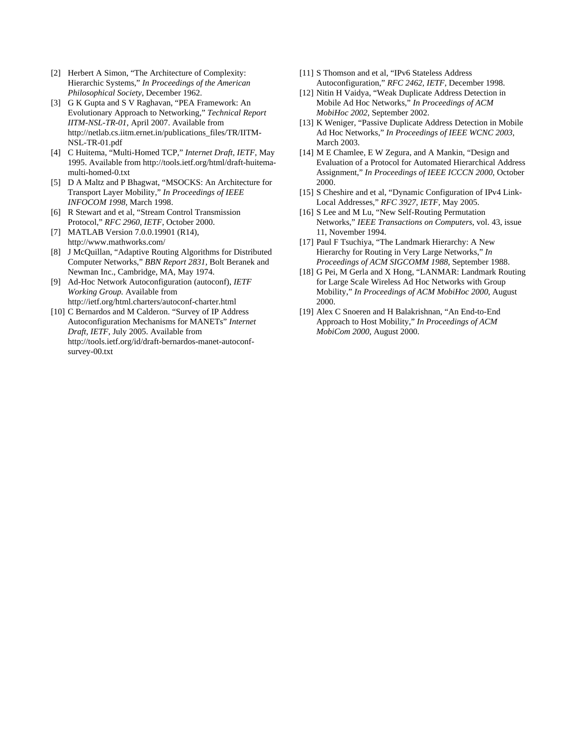[2] Herbert A Simon, "The Architecture of Complexity: Hierarchic Systems," *In Proceedings of the American Philosophical Society*, December 1962.

[3] G K Gupta and S V Raghavan, "PEA Framework: An Evolutionary Approach to Networking," *Technical Report IITM-NSL-TR-01*, April 2007. Available from http://netlab.cs.iitm.ernet.in/publications_files/TR/IITM-NSL-TR-01.pdf

[4] C Huitema, "Multi-Homed TCP," *Internet Draft, IETF*, May 1995. Available from http://tools.ietf.org/html/draft-huitema-multi-homed-0.txt

[5] D A Maltz and P Bhagwat, "MSOCKS: An Architecture for Transport Layer Mobility," *In Proceedings of IEEE INFOCOM 1998*, March 1998.

[6] R Stewart and et al, "Stream Control Transmission Protocol," *RFC 2960, IETF*, October 2000.

[7] MATLAB Version 7.0.0.19901 (R14), http://www.mathworks.com/

[8] J McQuillan, "Adaptive Routing Algorithms for Distributed Computer Networks," *BBN Report 2831*, Bolt Beranek and Newman Inc., Cambridge, MA, May 1974.

[9] Ad-Hoc Network Autoconfiguration (autoconf), *IETF Working Group.* Available from http://ietf.org/html.charters/autoconf-charter.html

[10] C Bernardos and M Calderon. "Survey of IP Address Autoconfiguration Mechanisms for MANETs" *Internet Draft, IETF*, July 2005. Available from http://tools.ietf.org/id/draft-bernardos-manet-autoconf-survey-00.txt

[11] S Thomson and et al, "IPv6 Stateless Address Autoconfiguration," *RFC 2462, IETF*, December 1998.

[12] Nitin H Vaidya, "Weak Duplicate Address Detection in Mobile Ad Hoc Networks," *In Proceedings of ACM MobiHoc 2002*, September 2002.

[13] K Weniger, "Passive Duplicate Address Detection in Mobile Ad Hoc Networks," *In Proceedings of IEEE WCNC 2003*, March 2003.

[14] M E Chamlee, E W Zegura, and A Mankin, "Design and Evaluation of a Protocol for Automated Hierarchical Address Assignment," *In Proceedings of IEEE ICCCN 2000*, October 2000.

[15] S Cheshire and et al, "Dynamic Configuration of IPv4 Link-Local Addresses," *RFC 3927, IETF*, May 2005.

[16] S Lee and M Lu, "New Self-Routing Permutation Networks," *IEEE Transactions on Computers*, vol. 43, issue 11, November 1994.

[17] Paul F Tsuchiya, "The Landmark Hierarchy: A New Hierarchy for Routing in Very Large Networks," *In Proceedings of ACM SIGCOMM 1988*, September 1988.

[18] G Pei, M Gerla and X Hong, "LANMAR: Landmark Routing for Large Scale Wireless Ad Hoc Networks with Group Mobility," *In Proceedings of ACM MobiHoc 2000*, August 2000.

[19] Alex C Snoeren and H Balakrishnan, "An End-to-End Approach to Host Mobility," *In Proceedings of ACM MobiCom 2000*, August 2000.